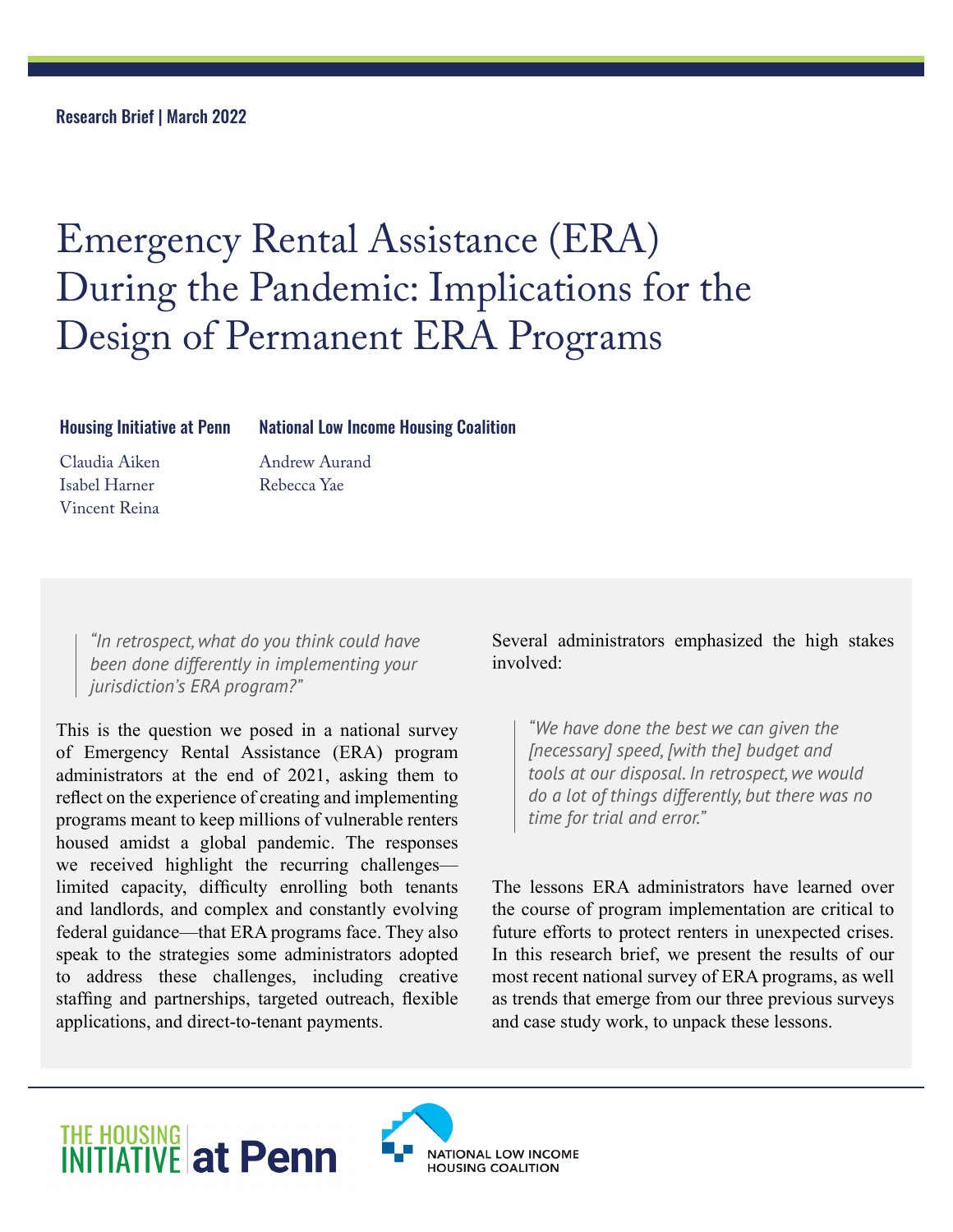Research Brief | March 2022

# Emergency Rental Assistance (ERA) During the Pandemic: Implications for the Design of Permanent ERA Programs

**Housing Initiative at Penn**

Claudia Aiken
Isabel Harner
Vincent Reina

**National Low Income Housing Coalition**

Andrew Aurand
Rebecca Yae

> *"In retrospect, what do you think could have been done differently in implementing your jurisdiction's ERA program?"*

This is the question we posed in a national survey of Emergency Rental Assistance (ERA) program administrators at the end of 2021, asking them to reflect on the experience of creating and implementing programs meant to keep millions of vulnerable renters housed amidst a global pandemic. The responses we received highlight the recurring challenges—limited capacity, difficulty enrolling both tenants and landlords, and complex and constantly evolving federal guidance—that ERA programs face. They also speak to the strategies some administrators adopted to address these challenges, including creative staffing and partnerships, targeted outreach, flexible applications, and direct-to-tenant payments.

Several administrators emphasized the high stakes involved:

> *"We have done the best we can given the [necessary] speed, [with the] budget and tools at our disposal. In retrospect, we would do a lot of things differently, but there was no time for trial and error."*

The lessons ERA administrators have learned over the course of program implementation are critical to future efforts to protect renters in unexpected crises. In this research brief, we present the results of our most recent national survey of ERA programs, as well as trends that emerge from our three previous surveys and case study work, to unpack these lessons.

THE HOUSING INITIATIVE at Penn

NATIONAL LOW INCOME HOUSING COALITION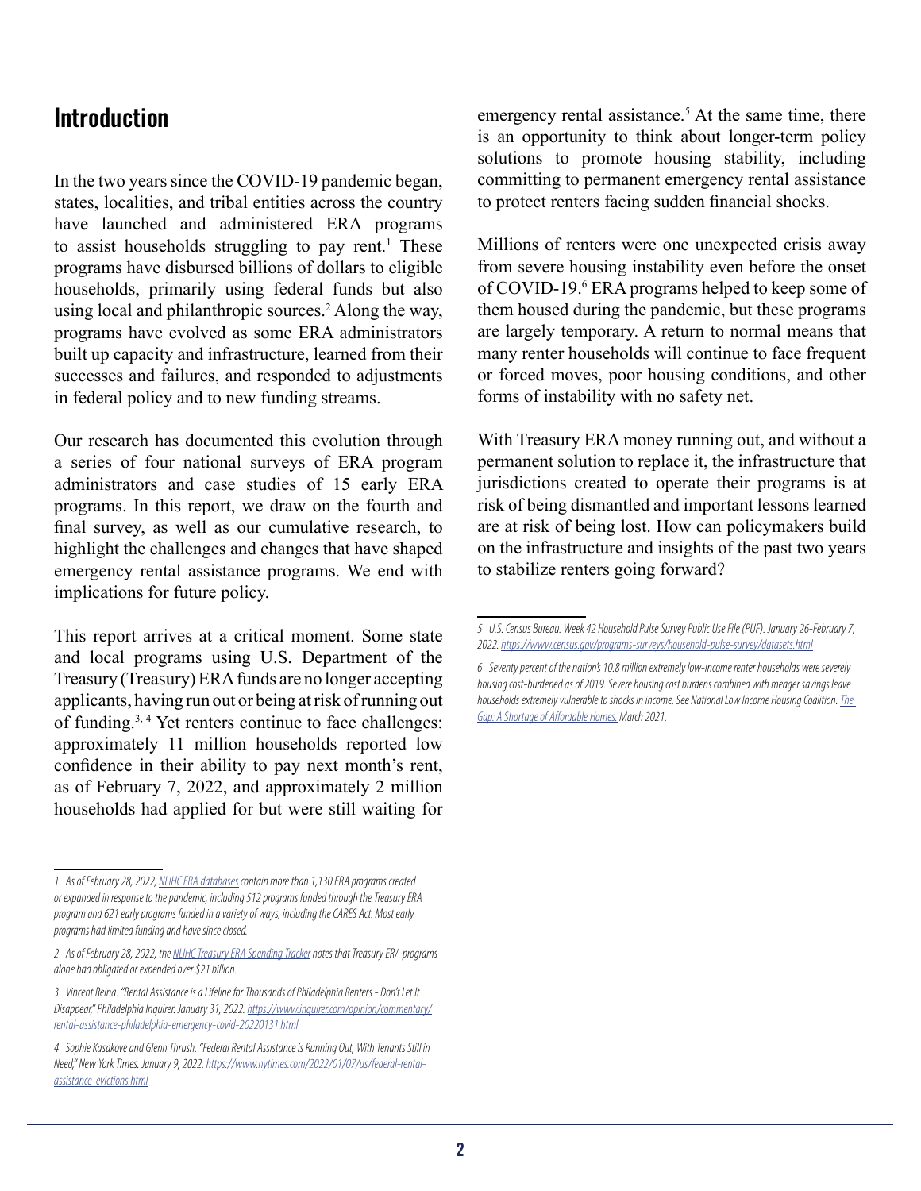## Introduction

In the two years since the COVID-19 pandemic began, states, localities, and tribal entities across the country have launched and administered ERA programs to assist households struggling to pay rent.[1] These programs have disbursed billions of dollars to eligible households, primarily using federal funds but also using local and philanthropic sources.[2] Along the way, programs have evolved as some ERA administrators built up capacity and infrastructure, learned from their successes and failures, and responded to adjustments in federal policy and to new funding streams.

Our research has documented this evolution through a series of four national surveys of ERA program administrators and case studies of 15 early ERA programs. In this report, we draw on the fourth and final survey, as well as our cumulative research, to highlight the challenges and changes that have shaped emergency rental assistance programs. We end with implications for future policy.

This report arrives at a critical moment. Some state and local programs using U.S. Department of the Treasury (Treasury) ERA funds are no longer accepting applicants, having run out or being at risk of running out of funding.[3, 4] Yet renters continue to face challenges: approximately 11 million households reported low confidence in their ability to pay next month's rent, as of February 7, 2022, and approximately 2 million households had applied for but were still waiting for emergency rental assistance.[5] At the same time, there is an opportunity to think about longer-term policy solutions to promote housing stability, including committing to permanent emergency rental assistance to protect renters facing sudden financial shocks.

Millions of renters were one unexpected crisis away from severe housing instability even before the onset of COVID-19.[6] ERA programs helped to keep some of them housed during the pandemic, but these programs are largely temporary. A return to normal means that many renter households will continue to face frequent or forced moves, poor housing conditions, and other forms of instability with no safety net.

With Treasury ERA money running out, and without a permanent solution to replace it, the infrastructure that jurisdictions created to operate their programs is at risk of being dismantled and important lessons learned are at risk of being lost. How can policymakers build on the infrastructure and insights of the past two years to stabilize renters going forward?

---

*1 As of February 28, 2022, [NLIHC ERA databases](#) contain more than 1,130 ERA programs created or expanded in response to the pandemic, including 512 programs funded through the Treasury ERA program and 621 early programs funded in a variety of ways, including the CARES Act. Most early programs had limited funding and have since closed.*

*2 As of February 28, 2022, the [NLIHC Treasury ERA Spending Tracker](#) notes that Treasury ERA programs alone had obligated or expended over $21 billion.*

*3 Vincent Reina. "Rental Assistance is a Lifeline for Thousands of Philadelphia Renters - Don't Let It Disappear," Philadelphia Inquirer. January 31, 2022. https://www.inquirer.com/opinion/commentary/rental-assistance-philadelphia-emergency-covid-20220131.html*

*4 Sophie Kasakove and Glenn Thrush. "Federal Rental Assistance is Running Out, With Tenants Still in Need," New York Times. January 9, 2022. https://www.nytimes.com/2022/01/07/us/federal-rental-assistance-evictions.html*

*5 U.S. Census Bureau. Week 42 Household Pulse Survey Public Use File (PUF). January 26-February 7, 2022. https://www.census.gov/programs-surveys/household-pulse-survey/datasets.html*

*6 Seventy percent of the nation's 10.8 million extremely low-income renter households were severely housing cost-burdened as of 2019. Severe housing cost burdens combined with meager savings leave households extremely vulnerable to shocks in income. See National Low Income Housing Coalition. [The Gap: A Shortage of Affordable Homes.](#) March 2021.*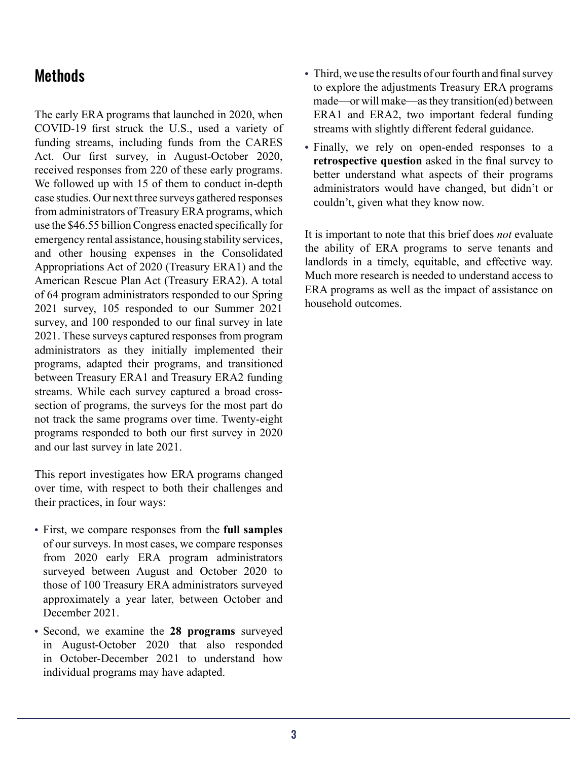## Methods

The early ERA programs that launched in 2020, when COVID-19 first struck the U.S., used a variety of funding streams, including funds from the CARES Act. Our first survey, in August-October 2020, received responses from 220 of these early programs. We followed up with 15 of them to conduct in-depth case studies. Our next three surveys gathered responses from administrators of Treasury ERA programs, which use the $46.55 billion Congress enacted specifically for emergency rental assistance, housing stability services, and other housing expenses in the Consolidated Appropriations Act of 2020 (Treasury ERA1) and the American Rescue Plan Act (Treasury ERA2). A total of 64 program administrators responded to our Spring 2021 survey, 105 responded to our Summer 2021 survey, and 100 responded to our final survey in late 2021. These surveys captured responses from program administrators as they initially implemented their programs, adapted their programs, and transitioned between Treasury ERA1 and Treasury ERA2 funding streams. While each survey captured a broad cross-section of programs, the surveys for the most part do not track the same programs over time. Twenty-eight programs responded to both our first survey in 2020 and our last survey in late 2021.

This report investigates how ERA programs changed over time, with respect to both their challenges and their practices, in four ways:

- First, we compare responses from the **full samples** of our surveys. In most cases, we compare responses from 2020 early ERA program administrators surveyed between August and October 2020 to those of 100 Treasury ERA administrators surveyed approximately a year later, between October and December 2021.
- Second, we examine the **28 programs** surveyed in August-October 2020 that also responded in October-December 2021 to understand how individual programs may have adapted.
- Third, we use the results of our fourth and final survey to explore the adjustments Treasury ERA programs made—or will make—as they transition(ed) between ERA1 and ERA2, two important federal funding streams with slightly different federal guidance.
- Finally, we rely on open-ended responses to a **retrospective question** asked in the final survey to better understand what aspects of their programs administrators would have changed, but didn't or couldn't, given what they know now.

It is important to note that this brief does *not* evaluate the ability of ERA programs to serve tenants and landlords in a timely, equitable, and effective way. Much more research is needed to understand access to ERA programs as well as the impact of assistance on household outcomes.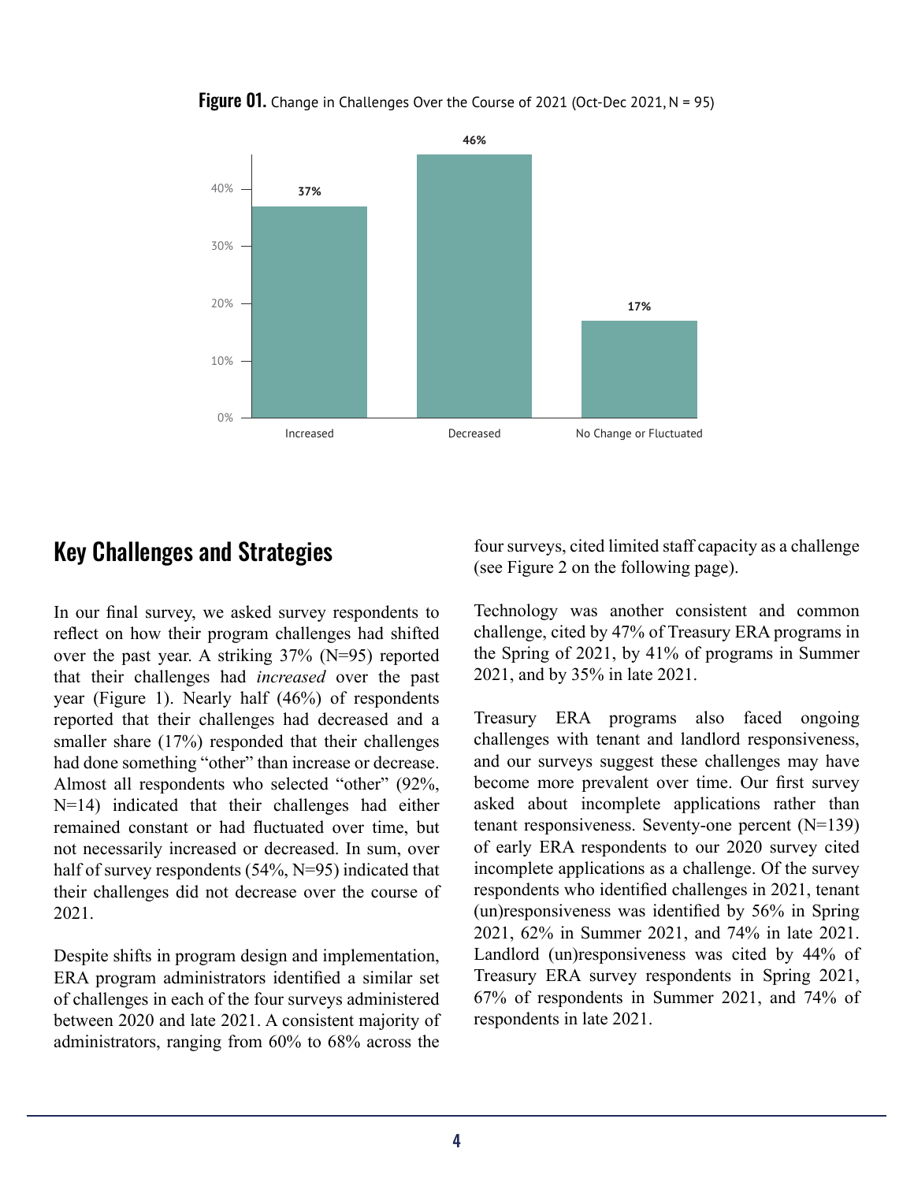**Figure 01.** Change in Challenges Over the Course of 2021 (Oct-Dec 2021, N = 95)

| Category | Percent |
| --- | --- |
| Increased | 37% |
| Decreased | 46% |
| No Change or Fluctuated | 17% |

## Key Challenges and Strategies

In our final survey, we asked survey respondents to reflect on how their program challenges had shifted over the past year. A striking 37% (N=95) reported that their challenges had *increased* over the past year (Figure 1). Nearly half (46%) of respondents reported that their challenges had decreased and a smaller share (17%) responded that their challenges had done something "other" than increase or decrease. Almost all respondents who selected "other" (92%, N=14) indicated that their challenges had either remained constant or had fluctuated over time, but not necessarily increased or decreased. In sum, over half of survey respondents (54%, N=95) indicated that their challenges did not decrease over the course of 2021.

Despite shifts in program design and implementation, ERA program administrators identified a similar set of challenges in each of the four surveys administered between 2020 and late 2021. A consistent majority of administrators, ranging from 60% to 68% across the four surveys, cited limited staff capacity as a challenge (see Figure 2 on the following page).

Technology was another consistent and common challenge, cited by 47% of Treasury ERA programs in the Spring of 2021, by 41% of programs in Summer 2021, and by 35% in late 2021.

Treasury ERA programs also faced ongoing challenges with tenant and landlord responsiveness, and our surveys suggest these challenges may have become more prevalent over time. Our first survey asked about incomplete applications rather than tenant responsiveness. Seventy-one percent (N=139) of early ERA respondents to our 2020 survey cited incomplete applications as a challenge. Of the survey respondents who identified challenges in 2021, tenant (un)responsiveness was identified by 56% in Spring 2021, 62% in Summer 2021, and 74% in late 2021. Landlord (un)responsiveness was cited by 44% of Treasury ERA survey respondents in Spring 2021, 67% of respondents in Summer 2021, and 74% of respondents in late 2021.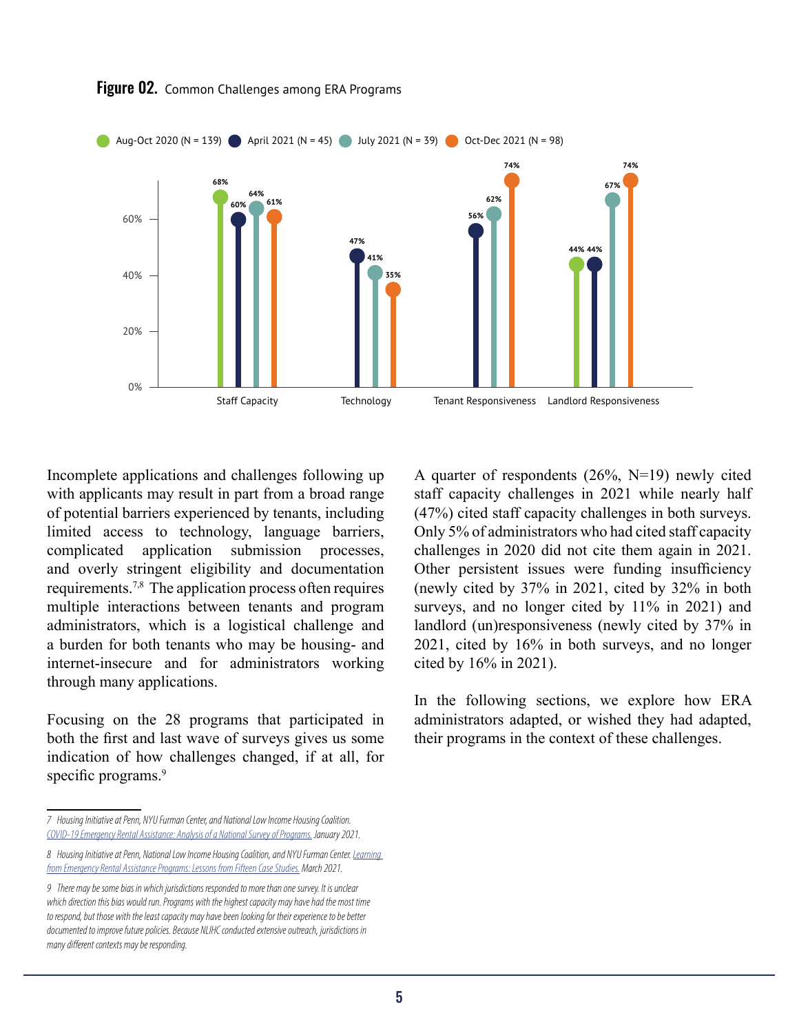**Figure 02.** Common Challenges among ERA Programs

| | Aug-Oct 2020 (N = 139) | April 2021 (N = 45) | July 2021 (N = 39) | Oct-Dec 2021 (N = 98) |
|---|---|---|---|---|
| Staff Capacity | 68% | 60% | 64% | 61% |
| Technology | | 47% | 41% | 35% |
| Tenant Responsiveness | | 56% | 62% | 74% |
| Landlord Responsiveness | 44% | 44% | 67% | 74% |

Incomplete applications and challenges following up with applicants may result in part from a broad range of potential barriers experienced by tenants, including limited access to technology, language barriers, complicated application submission processes, and overly stringent eligibility and documentation requirements.[7,8] The application process often requires multiple interactions between tenants and program administrators, which is a logistical challenge and a burden for both tenants who may be housing- and internet-insecure and for administrators working through many applications.

Focusing on the 28 programs that participated in both the first and last wave of surveys gives us some indication of how challenges changed, if at all, for specific programs.[9]

A quarter of respondents (26%, N=19) newly cited staff capacity challenges in 2021 while nearly half (47%) cited staff capacity challenges in both surveys. Only 5% of administrators who had cited staff capacity challenges in 2020 did not cite them again in 2021. Other persistent issues were funding insufficiency (newly cited by 37% in 2021, cited by 32% in both surveys, and no longer cited by 11% in 2021) and landlord (un)responsiveness (newly cited by 37% in 2021, cited by 16% in both surveys, and no longer cited by 16% in 2021).

In the following sections, we explore how ERA administrators adapted, or wished they had adapted, their programs in the context of these challenges.

---

*7 Housing Initiative at Penn, NYU Furman Center, and National Low Income Housing Coalition. COVID-19 Emergency Rental Assistance: Analysis of a National Survey of Programs. January 2021.*

*8 Housing Initiative at Penn, National Low Income Housing Coalition, and NYU Furman Center. Learning from Emergency Rental Assistance Programs: Lessons from Fifteen Case Studies. March 2021.*

*9 There may be some bias in which jurisdictions responded to more than one survey. It is unclear which direction this bias would run. Programs with the highest capacity may have had the most time to respond, but those with the least capacity may have been looking for their experience to be better documented to improve future policies. Because NLIHC conducted extensive outreach, jurisdictions in many different contexts may be responding.*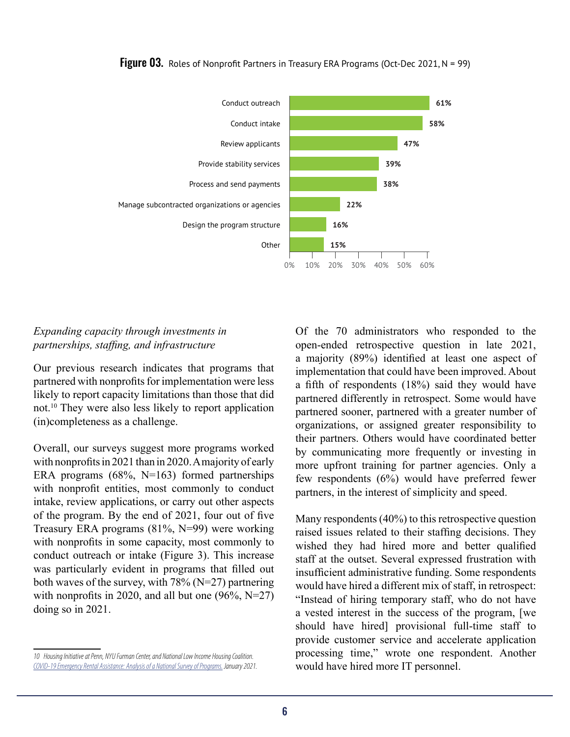**Figure 03.** Roles of Nonprofit Partners in Treasury ERA Programs (Oct-Dec 2021, N = 99)

| Role | Percent |
| --- | --- |
| Conduct outreach | 61% |
| Conduct intake | 58% |
| Review applicants | 47% |
| Provide stability services | 39% |
| Process and send payments | 38% |
| Manage subcontracted organizations or agencies | 22% |
| Design the program structure | 16% |
| Other | 15% |

*Expanding capacity through investments in partnerships, staffing, and infrastructure*

Our previous research indicates that programs that partnered with nonprofits for implementation were less likely to report capacity limitations than those that did not.[10] They were also less likely to report application (in)completeness as a challenge.

Overall, our surveys suggest more programs worked with nonprofits in 2021 than in 2020. A majority of early ERA programs (68%, N=163) formed partnerships with nonprofit entities, most commonly to conduct intake, review applications, or carry out other aspects of the program. By the end of 2021, four out of five Treasury ERA programs (81%, N=99) were working with nonprofits in some capacity, most commonly to conduct outreach or intake (Figure 3). This increase was particularly evident in programs that filled out both waves of the survey, with 78% (N=27) partnering with nonprofits in 2020, and all but one (96%, N=27) doing so in 2021.

Of the 70 administrators who responded to the open-ended retrospective question in late 2021, a majority (89%) identified at least one aspect of implementation that could have been improved. About a fifth of respondents (18%) said they would have partnered differently in retrospect. Some would have partnered sooner, partnered with a greater number of organizations, or assigned greater responsibility to their partners. Others would have coordinated better by communicating more frequently or investing in more upfront training for partner agencies. Only a few respondents (6%) would have preferred fewer partners, in the interest of simplicity and speed.

Many respondents (40%) to this retrospective question raised issues related to their staffing decisions. They wished they had hired more and better qualified staff at the outset. Several expressed frustration with insufficient administrative funding. Some respondents would have hired a different mix of staff, in retrospect: "Instead of hiring temporary staff, who do not have a vested interest in the success of the program, [we should have hired] provisional full-time staff to provide customer service and accelerate application processing time," wrote one respondent. Another would have hired more IT personnel.

---

10 Housing Initiative at Penn, NYU Furman Center, and National Low Income Housing Coalition. *COVID-19 Emergency Rental Assistance: Analysis of a National Survey of Programs.* January 2021.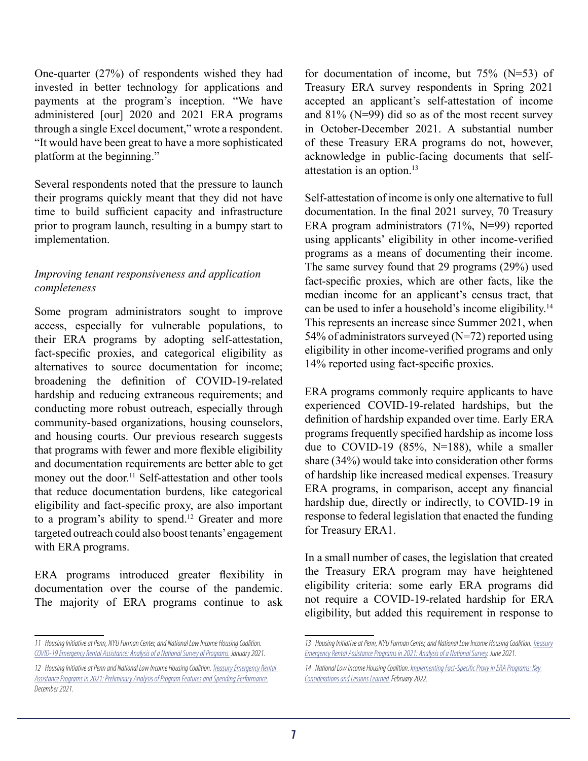One-quarter (27%) of respondents wished they had invested in better technology for applications and payments at the program's inception. "We have administered [our] 2020 and 2021 ERA programs through a single Excel document," wrote a respondent. "It would have been great to have a more sophisticated platform at the beginning."

Several respondents noted that the pressure to launch their programs quickly meant that they did not have time to build sufficient capacity and infrastructure prior to program launch, resulting in a bumpy start to implementation.

*Improving tenant responsiveness and application completeness*

Some program administrators sought to improve access, especially for vulnerable populations, to their ERA programs by adopting self-attestation, fact-specific proxies, and categorical eligibility as alternatives to source documentation for income; broadening the definition of COVID-19-related hardship and reducing extraneous requirements; and conducting more robust outreach, especially through community-based organizations, housing counselors, and housing courts. Our previous research suggests that programs with fewer and more flexible eligibility and documentation requirements are better able to get money out the door.[11] Self-attestation and other tools that reduce documentation burdens, like categorical eligibility and fact-specific proxy, are also important to a program's ability to spend.[12] Greater and more targeted outreach could also boost tenants' engagement with ERA programs.

ERA programs introduced greater flexibility in documentation over the course of the pandemic. The majority of ERA programs continue to ask for documentation of income, but 75% (N=53) of Treasury ERA survey respondents in Spring 2021 accepted an applicant's self-attestation of income and 81% (N=99) did so as of the most recent survey in October-December 2021. A substantial number of these Treasury ERA programs do not, however, acknowledge in public-facing documents that self-attestation is an option.[13]

Self-attestation of income is only one alternative to full documentation. In the final 2021 survey, 70 Treasury ERA program administrators (71%, N=99) reported using applicants' eligibility in other income-verified programs as a means of documenting their income. The same survey found that 29 programs (29%) used fact-specific proxies, which are other facts, like the median income for an applicant's census tract, that can be used to infer a household's income eligibility.[14] This represents an increase since Summer 2021, when 54% of administrators surveyed (N=72) reported using eligibility in other income-verified programs and only 14% reported using fact-specific proxies.

ERA programs commonly require applicants to have experienced COVID-19-related hardships, but the definition of hardship expanded over time. Early ERA programs frequently specified hardship as income loss due to COVID-19 (85%, N=188), while a smaller share (34%) would take into consideration other forms of hardship like increased medical expenses. Treasury ERA programs, in comparison, accept any financial hardship due, directly or indirectly, to COVID-19 in response to federal legislation that enacted the funding for Treasury ERA1.

In a small number of cases, the legislation that created the Treasury ERA program may have heightened eligibility criteria: some early ERA programs did not require a COVID-19-related hardship for ERA eligibility, but added this requirement in response to

---

[11] Housing Initiative at Penn, NYU Furman Center, and National Low Income Housing Coalition. *COVID-19 Emergency Rental Assistance: Analysis of a National Survey of Programs.* January 2021.

[12] Housing Initiative at Penn and National Low Income Housing Coalition. *Treasury Emergency Rental Assistance Programs in 2021: Preliminary Analysis of Program Features and Spending Performance.* December 2021.

[13] Housing Initiative at Penn, NYU Furman Center, and National Low Income Housing Coalition. *Treasury Emergency Rental Assistance Programs in 2021: Analysis of a National Survey.* June 2021.

[14] National Low Income Housing Coalition. *Implementing Fact-Specific Proxy in ERA Programs: Key Considerations and Lessons Learned.* February 2022.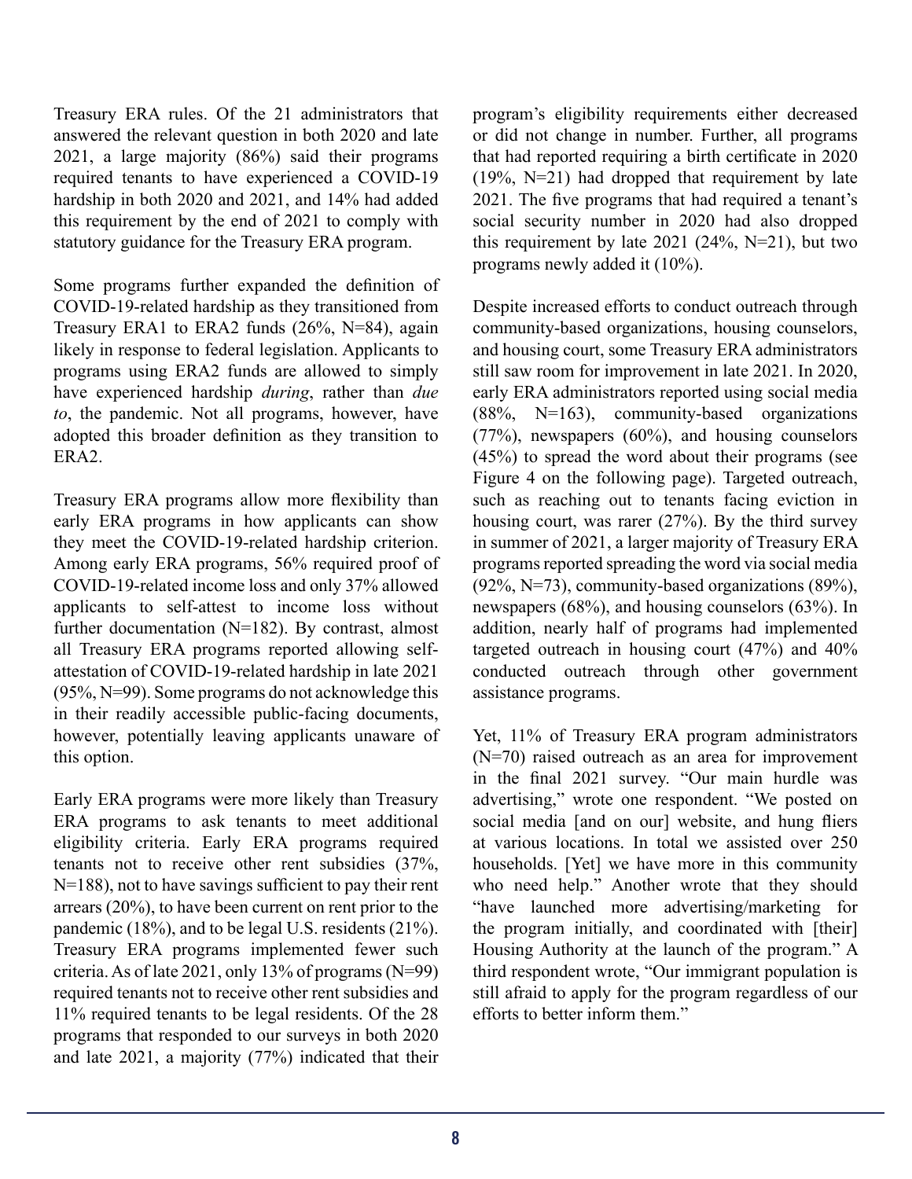Treasury ERA rules. Of the 21 administrators that answered the relevant question in both 2020 and late 2021, a large majority (86%) said their programs required tenants to have experienced a COVID-19 hardship in both 2020 and 2021, and 14% had added this requirement by the end of 2021 to comply with statutory guidance for the Treasury ERA program.

Some programs further expanded the definition of COVID-19-related hardship as they transitioned from Treasury ERA1 to ERA2 funds (26%, N=84), again likely in response to federal legislation. Applicants to programs using ERA2 funds are allowed to simply have experienced hardship *during*, rather than *due to*, the pandemic. Not all programs, however, have adopted this broader definition as they transition to ERA2.

Treasury ERA programs allow more flexibility than early ERA programs in how applicants can show they meet the COVID-19-related hardship criterion. Among early ERA programs, 56% required proof of COVID-19-related income loss and only 37% allowed applicants to self-attest to income loss without further documentation (N=182). By contrast, almost all Treasury ERA programs reported allowing self-attestation of COVID-19-related hardship in late 2021 (95%, N=99). Some programs do not acknowledge this in their readily accessible public-facing documents, however, potentially leaving applicants unaware of this option.

Early ERA programs were more likely than Treasury ERA programs to ask tenants to meet additional eligibility criteria. Early ERA programs required tenants not to receive other rent subsidies (37%, N=188), not to have savings sufficient to pay their rent arrears (20%), to have been current on rent prior to the pandemic (18%), and to be legal U.S. residents (21%). Treasury ERA programs implemented fewer such criteria. As of late 2021, only 13% of programs (N=99) required tenants not to receive other rent subsidies and 11% required tenants to be legal residents. Of the 28 programs that responded to our surveys in both 2020 and late 2021, a majority (77%) indicated that their program's eligibility requirements either decreased or did not change in number. Further, all programs that had reported requiring a birth certificate in 2020 (19%, N=21) had dropped that requirement by late 2021. The five programs that had required a tenant's social security number in 2020 had also dropped this requirement by late 2021 (24%, N=21), but two programs newly added it (10%).

Despite increased efforts to conduct outreach through community-based organizations, housing counselors, and housing court, some Treasury ERA administrators still saw room for improvement in late 2021. In 2020, early ERA administrators reported using social media (88%, N=163), community-based organizations (77%), newspapers (60%), and housing counselors (45%) to spread the word about their programs (see Figure 4 on the following page). Targeted outreach, such as reaching out to tenants facing eviction in housing court, was rarer (27%). By the third survey in summer of 2021, a larger majority of Treasury ERA programs reported spreading the word via social media (92%, N=73), community-based organizations (89%), newspapers (68%), and housing counselors (63%). In addition, nearly half of programs had implemented targeted outreach in housing court (47%) and 40% conducted outreach through other government assistance programs.

Yet, 11% of Treasury ERA program administrators (N=70) raised outreach as an area for improvement in the final 2021 survey. "Our main hurdle was advertising," wrote one respondent. "We posted on social media [and on our] website, and hung fliers at various locations. In total we assisted over 250 households. [Yet] we have more in this community who need help." Another wrote that they should "have launched more advertising/marketing for the program initially, and coordinated with [their] Housing Authority at the launch of the program." A third respondent wrote, "Our immigrant population is still afraid to apply for the program regardless of our efforts to better inform them."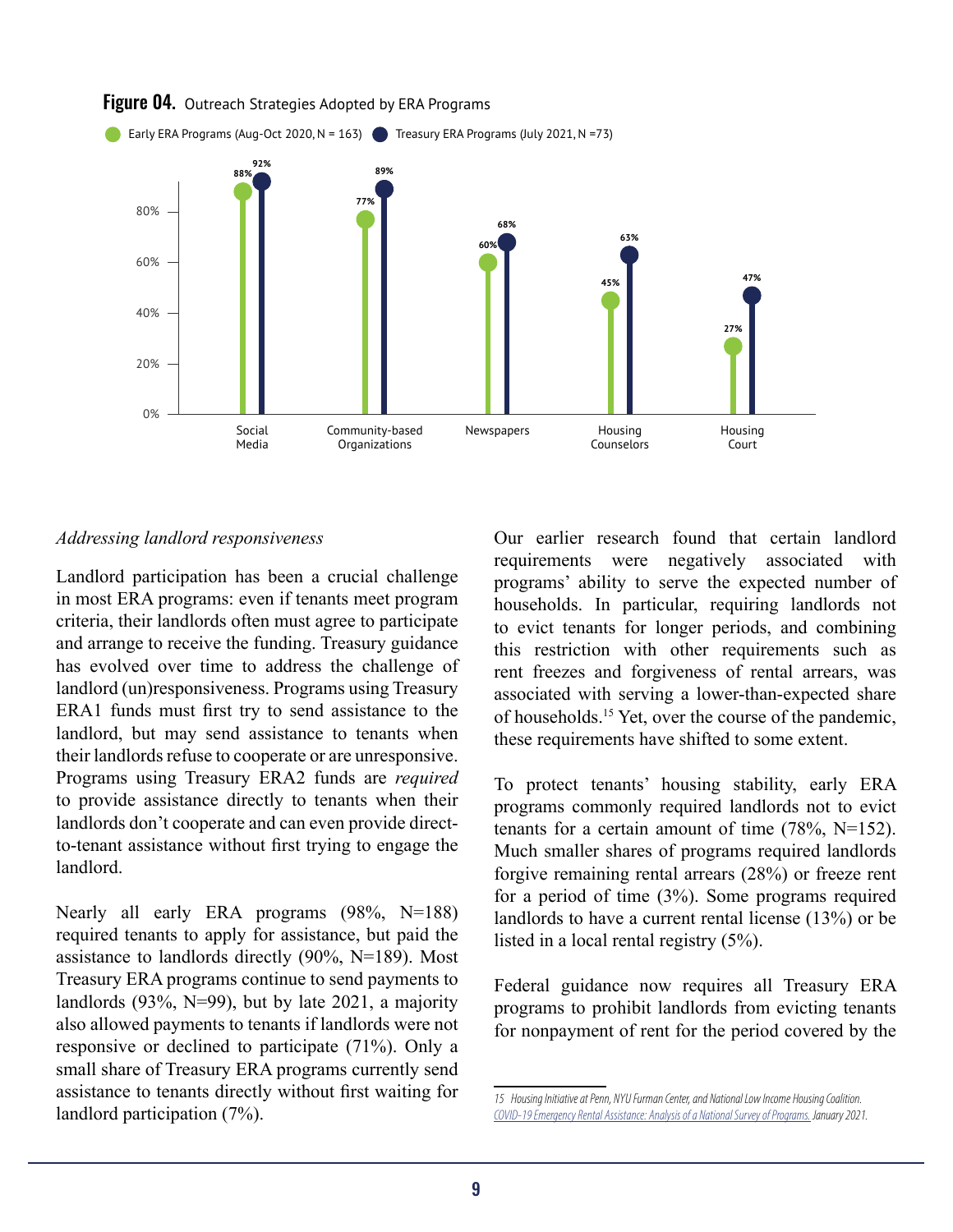**Figure 04.** Outreach Strategies Adopted by ERA Programs

| | Early ERA Programs (Aug-Oct 2020, N = 163) | Treasury ERA Programs (July 2021, N =73) |
|---|---|---|
| Social Media | 88% | 92% |
| Community-based Organizations | 77% | 89% |
| Newspapers | 60% | 68% |
| Housing Counselors | 45% | 63% |
| Housing Court | 27% | 47% |

*Addressing landlord responsiveness*

Landlord participation has been a crucial challenge in most ERA programs: even if tenants meet program criteria, their landlords often must agree to participate and arrange to receive the funding. Treasury guidance has evolved over time to address the challenge of landlord (un)responsiveness. Programs using Treasury ERA1 funds must first try to send assistance to the landlord, but may send assistance to tenants when their landlords refuse to cooperate or are unresponsive. Programs using Treasury ERA2 funds are *required* to provide assistance directly to tenants when their landlords don't cooperate and can even provide direct-to-tenant assistance without first trying to engage the landlord.

Nearly all early ERA programs (98%, N=188) required tenants to apply for assistance, but paid the assistance to landlords directly (90%, N=189). Most Treasury ERA programs continue to send payments to landlords (93%, N=99), but by late 2021, a majority also allowed payments to tenants if landlords were not responsive or declined to participate (71%). Only a small share of Treasury ERA programs currently send assistance to tenants directly without first waiting for landlord participation (7%).

Our earlier research found that certain landlord requirements were negatively associated with programs' ability to serve the expected number of households. In particular, requiring landlords not to evict tenants for longer periods, and combining this restriction with other requirements such as rent freezes and forgiveness of rental arrears, was associated with serving a lower-than-expected share of households.[15] Yet, over the course of the pandemic, these requirements have shifted to some extent.

To protect tenants' housing stability, early ERA programs commonly required landlords not to evict tenants for a certain amount of time (78%, N=152). Much smaller shares of programs required landlords forgive remaining rental arrears (28%) or freeze rent for a period of time (3%). Some programs required landlords to have a current rental license (13%) or be listed in a local rental registry (5%).

Federal guidance now requires all Treasury ERA programs to prohibit landlords from evicting tenants for nonpayment of rent for the period covered by the

---

15 Housing Initiative at Penn, NYU Furman Center, and National Low Income Housing Coalition. COVID-19 Emergency Rental Assistance: Analysis of a National Survey of Programs. January 2021.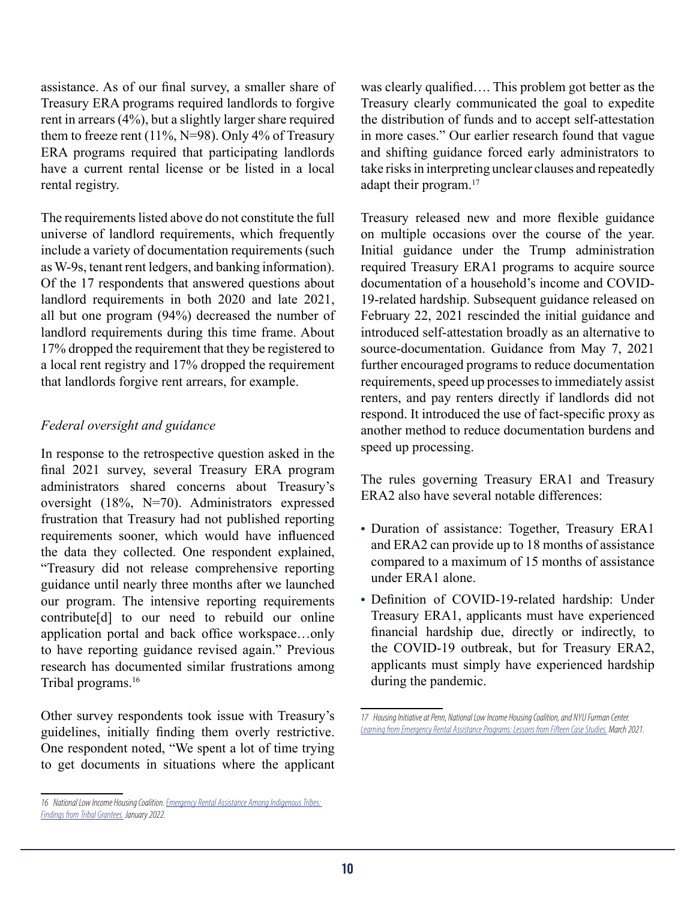assistance. As of our final survey, a smaller share of Treasury ERA programs required landlords to forgive rent in arrears (4%), but a slightly larger share required them to freeze rent (11%, N=98). Only 4% of Treasury ERA programs required that participating landlords have a current rental license or be listed in a local rental registry.

The requirements listed above do not constitute the full universe of landlord requirements, which frequently include a variety of documentation requirements (such as W-9s, tenant rent ledgers, and banking information). Of the 17 respondents that answered questions about landlord requirements in both 2020 and late 2021, all but one program (94%) decreased the number of landlord requirements during this time frame. About 17% dropped the requirement that they be registered to a local rent registry and 17% dropped the requirement that landlords forgive rent arrears, for example.

*Federal oversight and guidance*

In response to the retrospective question asked in the final 2021 survey, several Treasury ERA program administrators shared concerns about Treasury's oversight (18%, N=70). Administrators expressed frustration that Treasury had not published reporting requirements sooner, which would have influenced the data they collected. One respondent explained, "Treasury did not release comprehensive reporting guidance until nearly three months after we launched our program. The intensive reporting requirements contribute[d] to our need to rebuild our online application portal and back office workspace…only to have reporting guidance revised again." Previous research has documented similar frustrations among Tribal programs.[16]

Other survey respondents took issue with Treasury's guidelines, initially finding them overly restrictive. One respondent noted, "We spent a lot of time trying to get documents in situations where the applicant was clearly qualified…. This problem got better as the Treasury clearly communicated the goal to expedite the distribution of funds and to accept self-attestation in more cases." Our earlier research found that vague and shifting guidance forced early administrators to take risks in interpreting unclear clauses and repeatedly adapt their program.[17]

Treasury released new and more flexible guidance on multiple occasions over the course of the year. Initial guidance under the Trump administration required Treasury ERA1 programs to acquire source documentation of a household's income and COVID-19-related hardship. Subsequent guidance released on February 22, 2021 rescinded the initial guidance and introduced self-attestation broadly as an alternative to source-documentation. Guidance from May 7, 2021 further encouraged programs to reduce documentation requirements, speed up processes to immediately assist renters, and pay renters directly if landlords did not respond. It introduced the use of fact-specific proxy as another method to reduce documentation burdens and speed up processing.

The rules governing Treasury ERA1 and Treasury ERA2 also have several notable differences:

- Duration of assistance: Together, Treasury ERA1 and ERA2 can provide up to 18 months of assistance compared to a maximum of 15 months of assistance under ERA1 alone.
- Definition of COVID-19-related hardship: Under Treasury ERA1, applicants must have experienced financial hardship due, directly or indirectly, to the COVID-19 outbreak, but for Treasury ERA2, applicants must simply have experienced hardship during the pandemic.

---

16 National Low Income Housing Coalition. Emergency Rental Assistance Among Indigenous Tribes: Findings from Tribal Grantees. January 2022.

17 Housing Initiative at Penn, National Low Income Housing Coalition, and NYU Furman Center. Learning from Emergency Rental Assistance Programs: Lessons from Fifteen Case Studies. March 2021.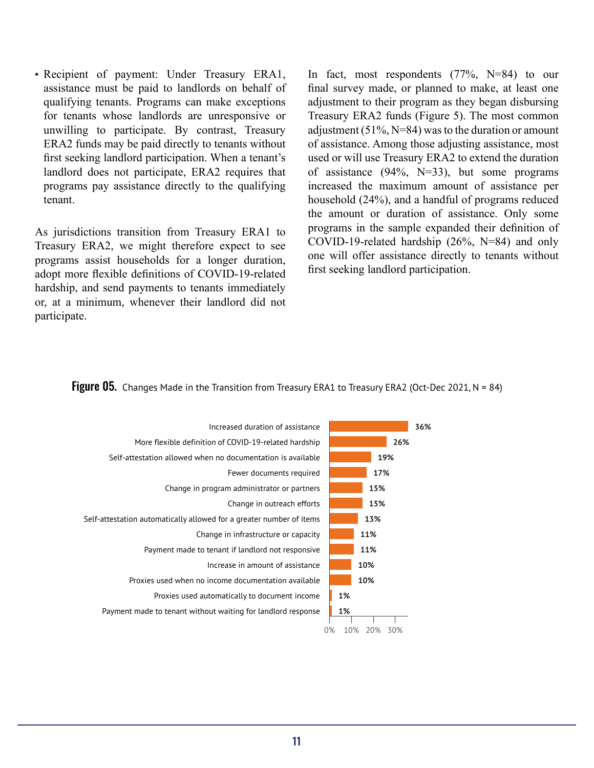- Recipient of payment: Under Treasury ERA1, assistance must be paid to landlords on behalf of qualifying tenants. Programs can make exceptions for tenants whose landlords are unresponsive or unwilling to participate. By contrast, Treasury ERA2 funds may be paid directly to tenants without first seeking landlord participation. When a tenant's landlord does not participate, ERA2 requires that programs pay assistance directly to the qualifying tenant.

As jurisdictions transition from Treasury ERA1 to Treasury ERA2, we might therefore expect to see programs assist households for a longer duration, adopt more flexible definitions of COVID-19-related hardship, and send payments to tenants immediately or, at a minimum, whenever their landlord did not participate.

In fact, most respondents (77%, N=84) to our final survey made, or planned to make, at least one adjustment to their program as they began disbursing Treasury ERA2 funds (Figure 5). The most common adjustment (51%, N=84) was to the duration or amount of assistance. Among those adjusting assistance, most used or will use Treasury ERA2 to extend the duration of assistance (94%, N=33), but some programs increased the maximum amount of assistance per household (24%), and a handful of programs reduced the amount or duration of assistance. Only some programs in the sample expanded their definition of COVID-19-related hardship (26%, N=84) and only one will offer assistance directly to tenants without first seeking landlord participation.

**Figure 05.** Changes Made in the Transition from Treasury ERA1 to Treasury ERA2 (Oct-Dec 2021, N = 84)

| Change | Percent |
|---|---|
| Increased duration of assistance | 36% |
| More flexible definition of COVID-19-related hardship | 26% |
| Self-attestation allowed when no documentation is available | 19% |
| Fewer documents required | 17% |
| Change in program administrator or partners | 15% |
| Change in outreach efforts | 15% |
| Self-attestation automatically allowed for a greater number of items | 13% |
| Change in infrastructure or capacity | 11% |
| Payment made to tenant if landlord not responsive | 11% |
| Increase in amount of assistance | 10% |
| Proxies used when no income documentation available | 10% |
| Proxies used automatically to document income | 1% |
| Payment made to tenant without waiting for landlord response | 1% |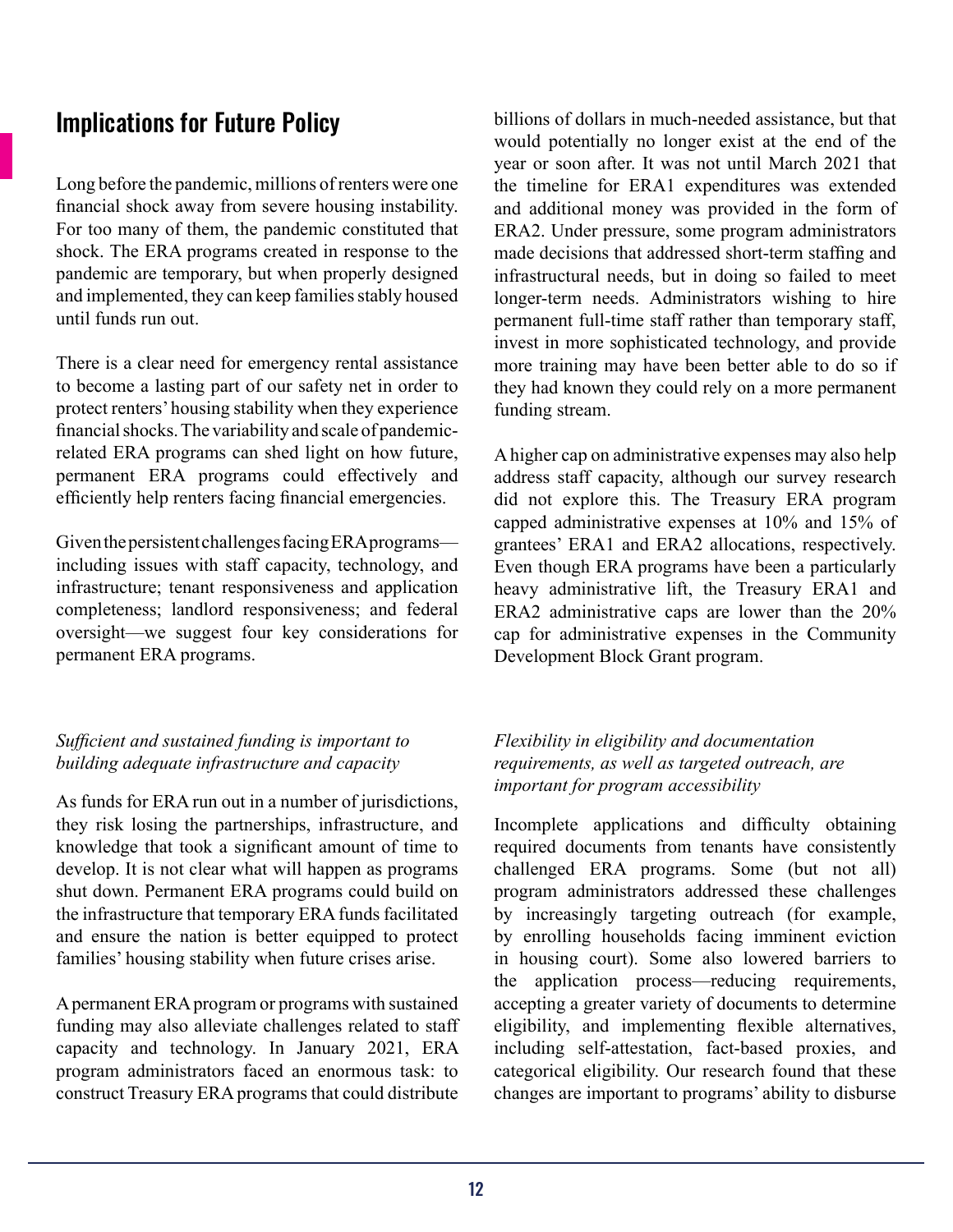## Implications for Future Policy

Long before the pandemic, millions of renters were one financial shock away from severe housing instability. For too many of them, the pandemic constituted that shock. The ERA programs created in response to the pandemic are temporary, but when properly designed and implemented, they can keep families stably housed until funds run out.

There is a clear need for emergency rental assistance to become a lasting part of our safety net in order to protect renters' housing stability when they experience financial shocks. The variability and scale of pandemic-related ERA programs can shed light on how future, permanent ERA programs could effectively and efficiently help renters facing financial emergencies.

Given the persistent challenges facing ERA programs—including issues with staff capacity, technology, and infrastructure; tenant responsiveness and application completeness; landlord responsiveness; and federal oversight—we suggest four key considerations for permanent ERA programs.

*Sufficient and sustained funding is important to building adequate infrastructure and capacity*

As funds for ERA run out in a number of jurisdictions, they risk losing the partnerships, infrastructure, and knowledge that took a significant amount of time to develop. It is not clear what will happen as programs shut down. Permanent ERA programs could build on the infrastructure that temporary ERA funds facilitated and ensure the nation is better equipped to protect families' housing stability when future crises arise.

A permanent ERA program or programs with sustained funding may also alleviate challenges related to staff capacity and technology. In January 2021, ERA program administrators faced an enormous task: to construct Treasury ERA programs that could distribute billions of dollars in much-needed assistance, but that would potentially no longer exist at the end of the year or soon after. It was not until March 2021 that the timeline for ERA1 expenditures was extended and additional money was provided in the form of ERA2. Under pressure, some program administrators made decisions that addressed short-term staffing and infrastructural needs, but in doing so failed to meet longer-term needs. Administrators wishing to hire permanent full-time staff rather than temporary staff, invest in more sophisticated technology, and provide more training may have been better able to do so if they had known they could rely on a more permanent funding stream.

A higher cap on administrative expenses may also help address staff capacity, although our survey research did not explore this. The Treasury ERA program capped administrative expenses at 10% and 15% of grantees' ERA1 and ERA2 allocations, respectively. Even though ERA programs have been a particularly heavy administrative lift, the Treasury ERA1 and ERA2 administrative caps are lower than the 20% cap for administrative expenses in the Community Development Block Grant program.

*Flexibility in eligibility and documentation requirements, as well as targeted outreach, are important for program accessibility*

Incomplete applications and difficulty obtaining required documents from tenants have consistently challenged ERA programs. Some (but not all) program administrators addressed these challenges by increasingly targeting outreach (for example, by enrolling households facing imminent eviction in housing court). Some also lowered barriers to the application process—reducing requirements, accepting a greater variety of documents to determine eligibility, and implementing flexible alternatives, including self-attestation, fact-based proxies, and categorical eligibility. Our research found that these changes are important to programs' ability to disburse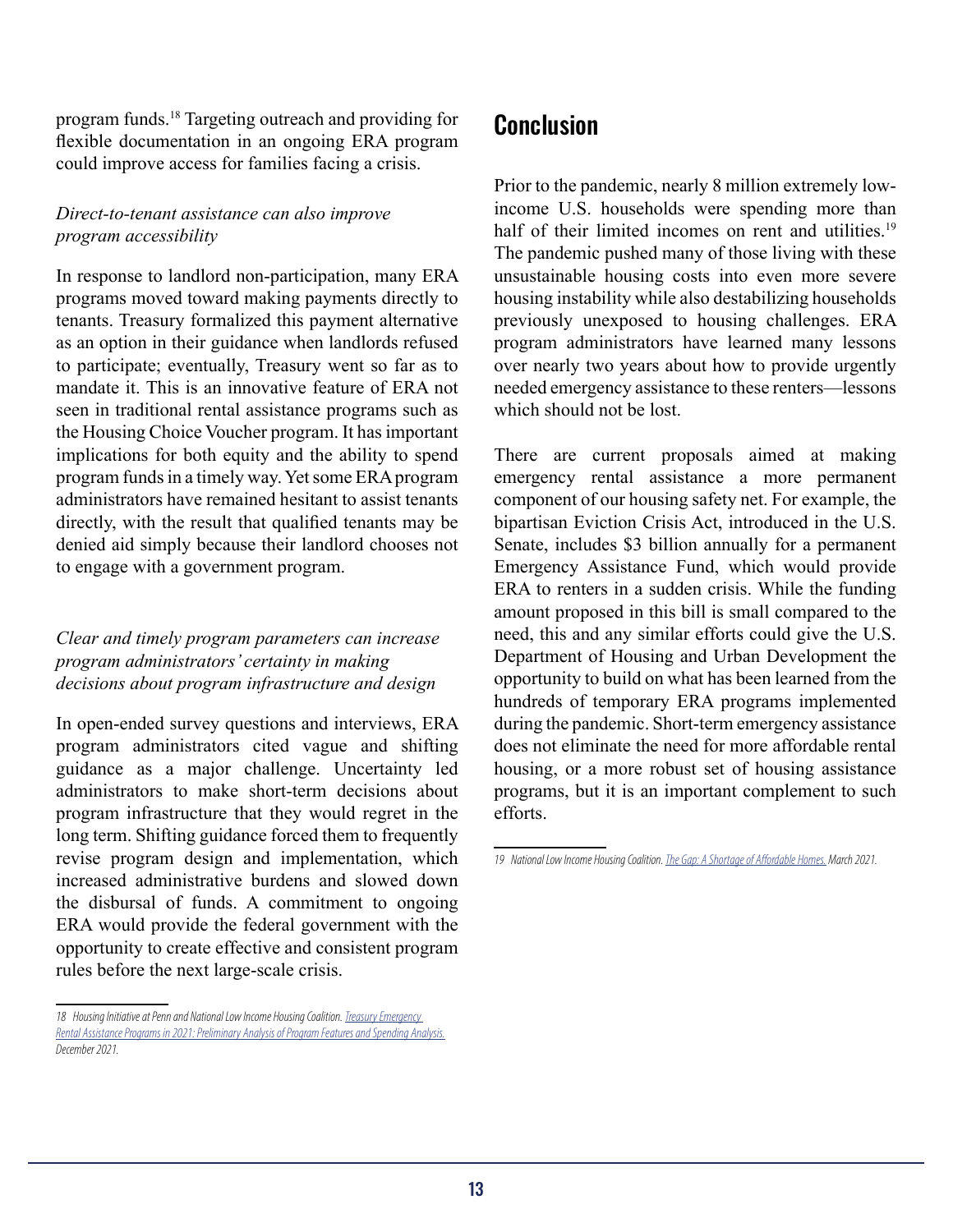program funds.[18] Targeting outreach and providing for flexible documentation in an ongoing ERA program could improve access for families facing a crisis.

*Direct-to-tenant assistance can also improve program accessibility*

In response to landlord non-participation, many ERA programs moved toward making payments directly to tenants. Treasury formalized this payment alternative as an option in their guidance when landlords refused to participate; eventually, Treasury went so far as to mandate it. This is an innovative feature of ERA not seen in traditional rental assistance programs such as the Housing Choice Voucher program. It has important implications for both equity and the ability to spend program funds in a timely way. Yet some ERA program administrators have remained hesitant to assist tenants directly, with the result that qualified tenants may be denied aid simply because their landlord chooses not to engage with a government program.

*Clear and timely program parameters can increase program administrators' certainty in making decisions about program infrastructure and design*

In open-ended survey questions and interviews, ERA program administrators cited vague and shifting guidance as a major challenge. Uncertainty led administrators to make short-term decisions about program infrastructure that they would regret in the long term. Shifting guidance forced them to frequently revise program design and implementation, which increased administrative burdens and slowed down the disbursal of funds. A commitment to ongoing ERA would provide the federal government with the opportunity to create effective and consistent program rules before the next large-scale crisis.

18 Housing Initiative at Penn and National Low Income Housing Coalition. Treasury Emergency Rental Assistance Programs in 2021: Preliminary Analysis of Program Features and Spending Analysis. December 2021.

## Conclusion

Prior to the pandemic, nearly 8 million extremely low-income U.S. households were spending more than half of their limited incomes on rent and utilities.[19] The pandemic pushed many of those living with these unsustainable housing costs into even more severe housing instability while also destabilizing households previously unexposed to housing challenges. ERA program administrators have learned many lessons over nearly two years about how to provide urgently needed emergency assistance to these renters—lessons which should not be lost.

There are current proposals aimed at making emergency rental assistance a more permanent component of our housing safety net. For example, the bipartisan Eviction Crisis Act, introduced in the U.S. Senate, includes $3 billion annually for a permanent Emergency Assistance Fund, which would provide ERA to renters in a sudden crisis. While the funding amount proposed in this bill is small compared to the need, this and any similar efforts could give the U.S. Department of Housing and Urban Development the opportunity to build on what has been learned from the hundreds of temporary ERA programs implemented during the pandemic. Short-term emergency assistance does not eliminate the need for more affordable rental housing, or a more robust set of housing assistance programs, but it is an important complement to such efforts.

19 National Low Income Housing Coalition. The Gap: A Shortage of Affordable Homes. March 2021.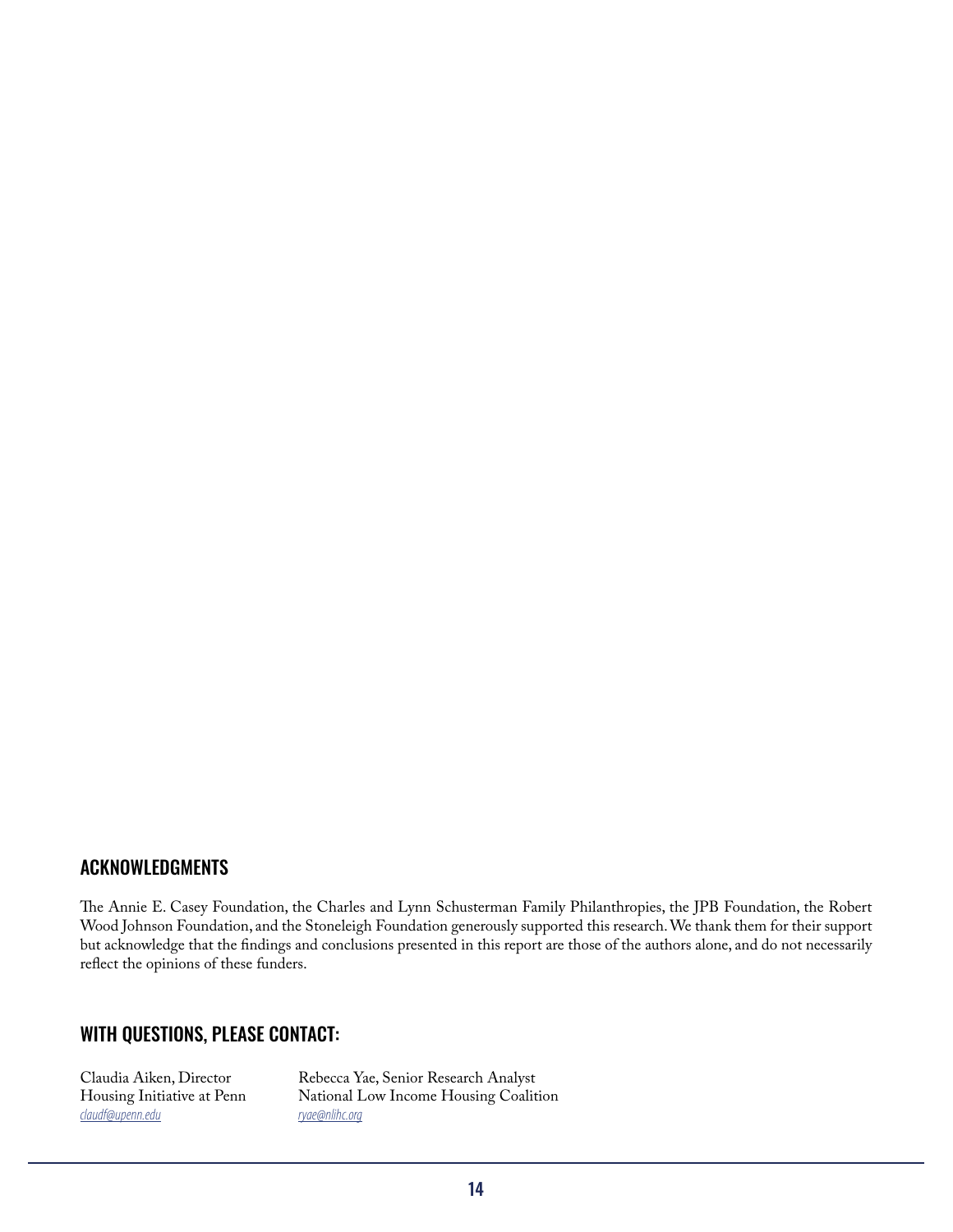## ACKNOWLEDGMENTS

The Annie E. Casey Foundation, the Charles and Lynn Schusterman Family Philanthropies, the JPB Foundation, the Robert Wood Johnson Foundation, and the Stoneleigh Foundation generously supported this research. We thank them for their support but acknowledge that the findings and conclusions presented in this report are those of the authors alone, and do not necessarily reflect the opinions of these funders.

## WITH QUESTIONS, PLEASE CONTACT:

Claudia Aiken, Director
Housing Initiative at Penn
claudf@upenn.edu

Rebecca Yae, Senior Research Analyst
National Low Income Housing Coalition
ryae@nlihc.org